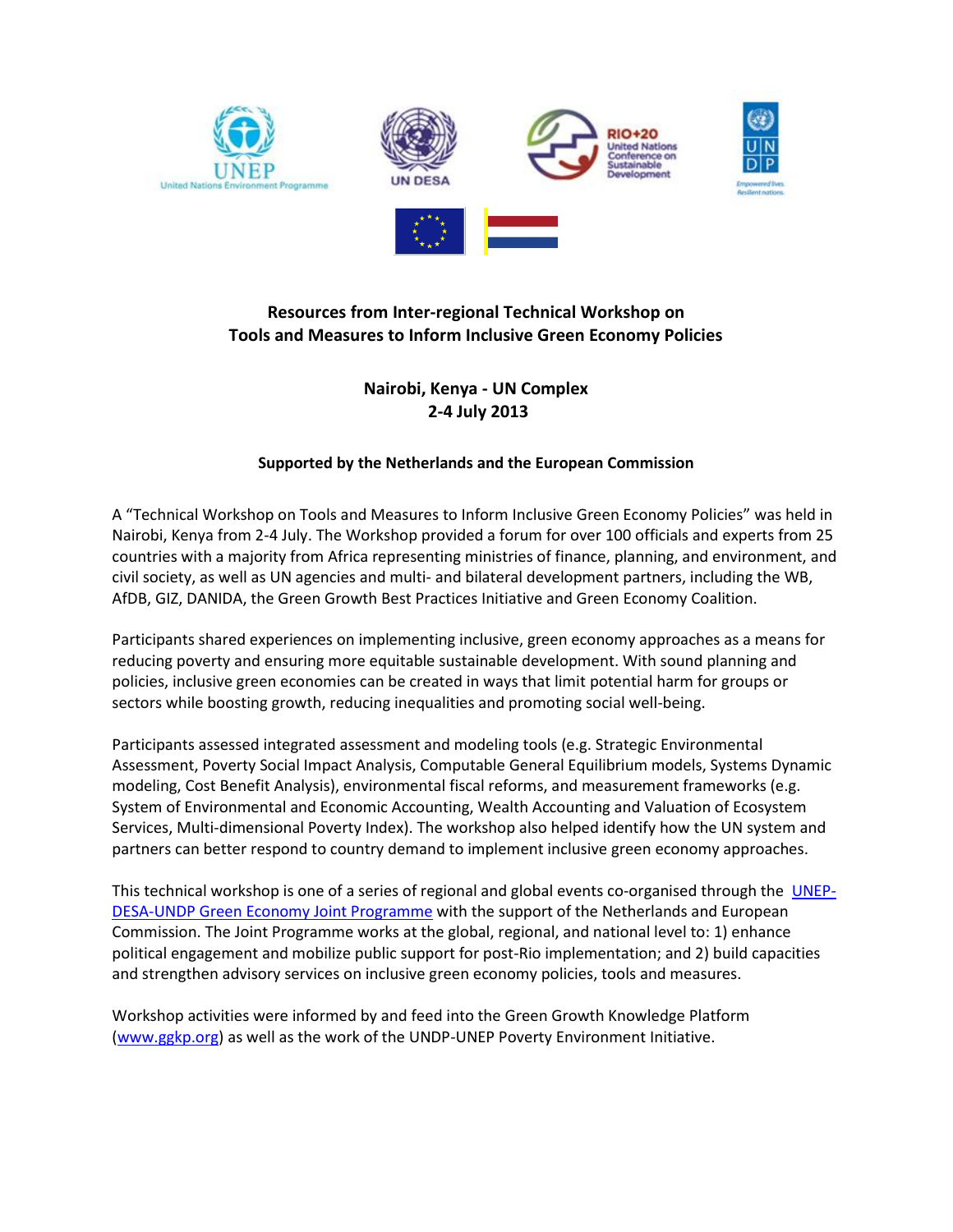# Resources from Inter-regional Technical Workshop on Tools and Measures to Inform Inclusive Green Economy Policies

**Nairobi, Kenya - UN Complex**
**2-4 July 2013**

**Supported by the Netherlands and the European Commission**

A "Technical Workshop on Tools and Measures to Inform Inclusive Green Economy Policies" was held in Nairobi, Kenya from 2-4 July. The Workshop provided a forum for over 100 officials and experts from 25 countries with a majority from Africa representing ministries of finance, planning, and environment, and civil society, as well as UN agencies and multi- and bilateral development partners, including the WB, AfDB, GIZ, DANIDA, the Green Growth Best Practices Initiative and Green Economy Coalition.

Participants shared experiences on implementing inclusive, green economy approaches as a means for reducing poverty and ensuring more equitable sustainable development. With sound planning and policies, inclusive green economies can be created in ways that limit potential harm for groups or sectors while boosting growth, reducing inequalities and promoting social well-being.

Participants assessed integrated assessment and modeling tools (e.g. Strategic Environmental Assessment, Poverty Social Impact Analysis, Computable General Equilibrium models, Systems Dynamic modeling, Cost Benefit Analysis), environmental fiscal reforms, and measurement frameworks (e.g. System of Environmental and Economic Accounting, Wealth Accounting and Valuation of Ecosystem Services, Multi-dimensional Poverty Index). The workshop also helped identify how the UN system and partners can better respond to country demand to implement inclusive green economy approaches.

This technical workshop is one of a series of regional and global events co-organised through the UNEP-DESA-UNDP Green Economy Joint Programme with the support of the Netherlands and European Commission. The Joint Programme works at the global, regional, and national level to: 1) enhance political engagement and mobilize public support for post-Rio implementation; and 2) build capacities and strengthen advisory services on inclusive green economy policies, tools and measures.

Workshop activities were informed by and feed into the Green Growth Knowledge Platform (www.ggkp.org) as well as the work of the UNDP-UNEP Poverty Environment Initiative.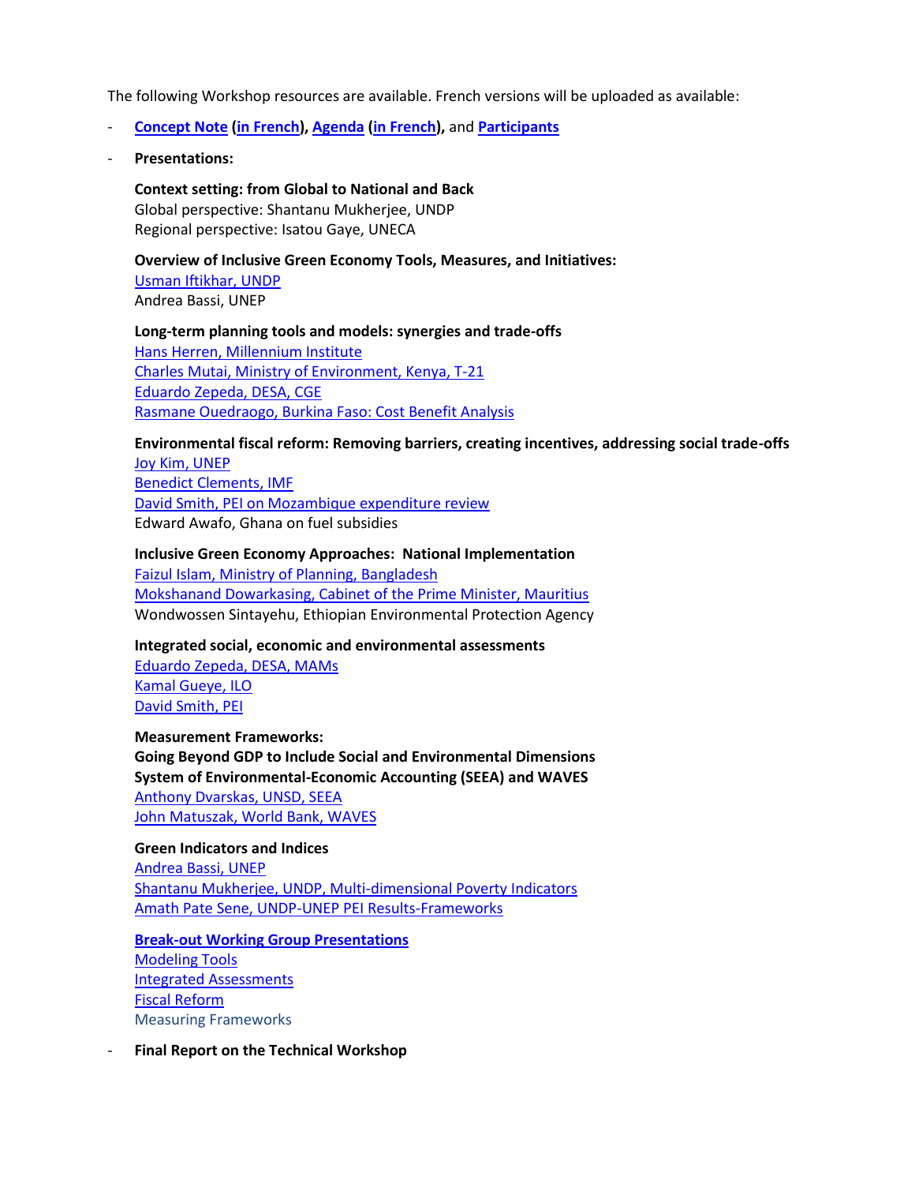The following Workshop resources are available. French versions will be uploaded as available:

- **Concept Note (in French), Agenda (in French),** and **Participants**
- **Presentations:**

  **Context setting: from Global to National and Back**
  Global perspective: Shantanu Mukherjee, UNDP
  Regional perspective: Isatou Gaye, UNECA

  **Overview of Inclusive Green Economy Tools, Measures, and Initiatives:**
  Usman Iftikhar, UNDP
  Andrea Bassi, UNEP

  **Long-term planning tools and models: synergies and trade-offs**
  Hans Herren, Millennium Institute
  Charles Mutai, Ministry of Environment, Kenya, T-21
  Eduardo Zepeda, DESA, CGE
  Rasmane Ouedraogo, Burkina Faso: Cost Benefit Analysis

  **Environmental fiscal reform: Removing barriers, creating incentives, addressing social trade-offs**
  Joy Kim, UNEP
  Benedict Clements, IMF
  David Smith, PEI on Mozambique expenditure review
  Edward Awafo, Ghana on fuel subsidies

  **Inclusive Green Economy Approaches: National Implementation**
  Faizul Islam, Ministry of Planning, Bangladesh
  Mokshanand Dowarkasing, Cabinet of the Prime Minister, Mauritius
  Wondwossen Sintayehu, Ethiopian Environmental Protection Agency

  **Integrated social, economic and environmental assessments**
  Eduardo Zepeda, DESA, MAMs
  Kamal Gueye, ILO
  David Smith, PEI

  **Measurement Frameworks:**
  **Going Beyond GDP to Include Social and Environmental Dimensions**
  **System of Environmental-Economic Accounting (SEEA) and WAVES**
  Anthony Dvarskas, UNSD, SEEA
  John Matuszak, World Bank, WAVES

  **Green Indicators and Indices**
  Andrea Bassi, UNEP
  Shantanu Mukherjee, UNDP, Multi-dimensional Poverty Indicators
  Amath Pate Sene, UNDP-UNEP PEI Results-Frameworks

  **Break-out Working Group Presentations**
  Modeling Tools
  Integrated Assessments
  Fiscal Reform
  Measuring Frameworks

- **Final Report on the Technical Workshop**